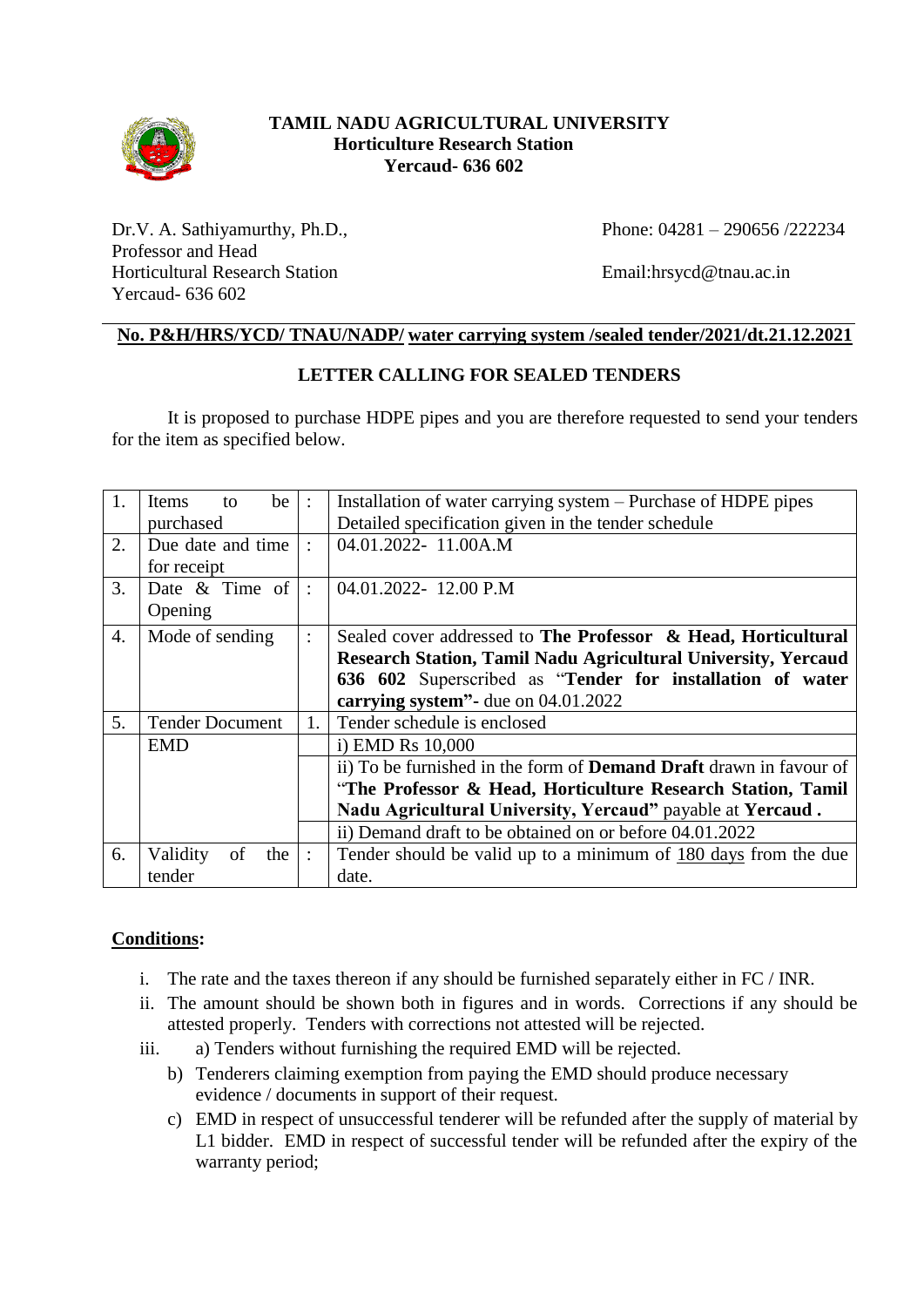**TAMIL NADU AGRICULTURAL UNIVERSITY**
**Horticulture Research Station**
**Yercaud- 636 602**

Dr.V. A. Sathiyamurthy, Ph.D.,
Professor and Head
Horticultural Research Station
Yercaud- 636 602

Phone: 04281 – 290656 /222234

Email:hrsycd@tnau.ac.in

**No. P&H/HRS/YCD/ TNAU/NADP/ water carrying system /sealed tender/2021/dt.21.12.2021**

**LETTER CALLING FOR SEALED TENDERS**

It is proposed to purchase HDPE pipes and you are therefore requested to send your tenders for the item as specified below.

| | | | |
|---|---|---|---|
| 1. | Items to be purchased | : | Installation of water carrying system – Purchase of HDPE pipes Detailed specification given in the tender schedule |
| 2. | Due date and time for receipt | : | 04.01.2022- 11.00A.M |
| 3. | Date & Time of Opening | : | 04.01.2022- 12.00 P.M |
| 4. | Mode of sending | : | Sealed cover addressed to **The Professor & Head, Horticultural Research Station, Tamil Nadu Agricultural University, Yercaud 636 602** Superscribed as "**Tender for installation of water carrying system"-** due on 04.01.2022 |
| 5. | Tender Document | 1. | Tender schedule is enclosed |
| | EMD | | i) EMD Rs 10,000 |
| | | | ii) To be furnished in the form of **Demand Draft** drawn in favour of "**The Professor & Head, Horticulture Research Station, Tamil Nadu Agricultural University, Yercaud"** payable at **Yercaud .** |
| | | | ii) Demand draft to be obtained on or before 04.01.2022 |
| 6. | Validity of the tender | : | Tender should be valid up to a minimum of 180 days from the due date. |

**Conditions:**

i. The rate and the taxes thereon if any should be furnished separately either in FC / INR.
ii. The amount should be shown both in figures and in words. Corrections if any should be attested properly. Tenders with corrections not attested will be rejected.
iii. a) Tenders without furnishing the required EMD will be rejected.
   b) Tenderers claiming exemption from paying the EMD should produce necessary evidence / documents in support of their request.
   c) EMD in respect of unsuccessful tenderer will be refunded after the supply of material by L1 bidder. EMD in respect of successful tender will be refunded after the expiry of the warranty period;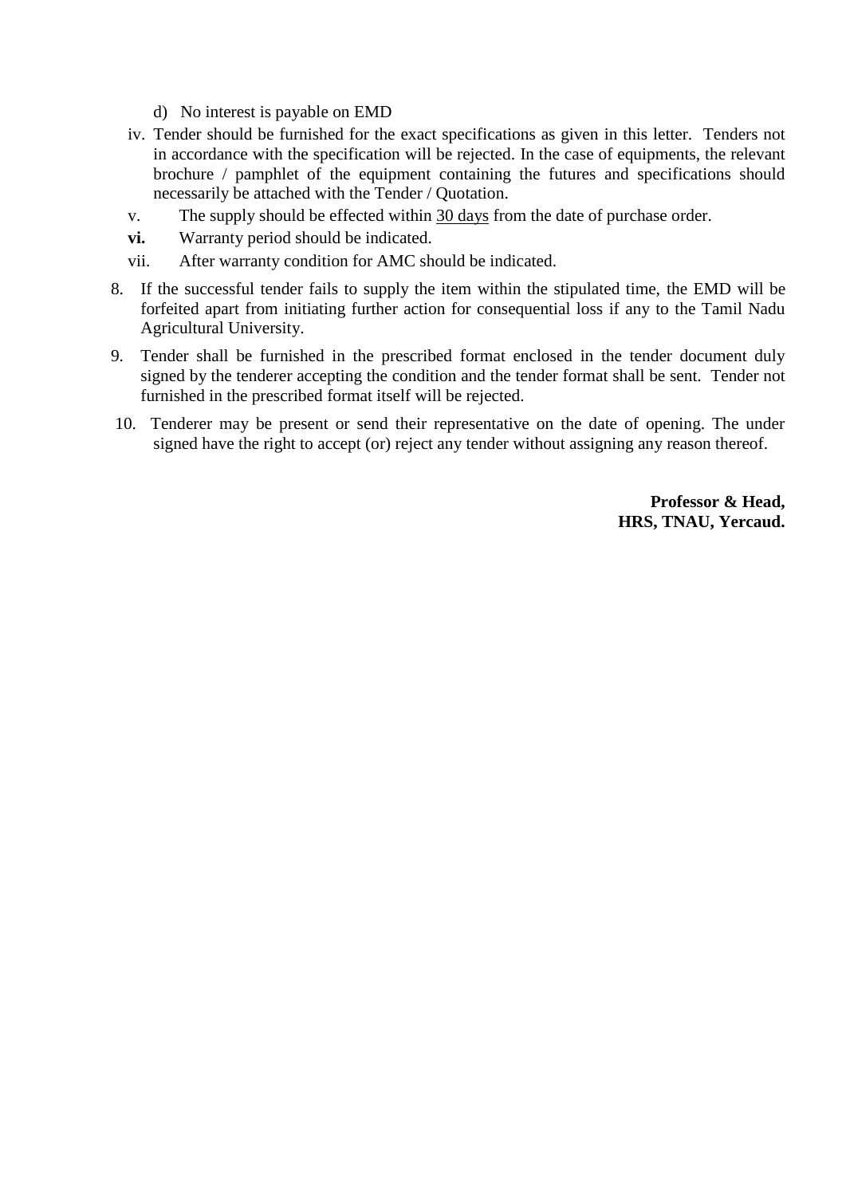d) No interest is payable on EMD

iv. Tender should be furnished for the exact specifications as given in this letter. Tenders not in accordance with the specification will be rejected. In the case of equipments, the relevant brochure / pamphlet of the equipment containing the futures and specifications should necessarily be attached with the Tender / Quotation.

v. The supply should be effected within 30 days from the date of purchase order.

**vi.** Warranty period should be indicated.

vii. After warranty condition for AMC should be indicated.

8. If the successful tender fails to supply the item within the stipulated time, the EMD will be forfeited apart from initiating further action for consequential loss if any to the Tamil Nadu Agricultural University.

9. Tender shall be furnished in the prescribed format enclosed in the tender document duly signed by the tenderer accepting the condition and the tender format shall be sent. Tender not furnished in the prescribed format itself will be rejected.

10. Tenderer may be present or send their representative on the date of opening. The under signed have the right to accept (or) reject any tender without assigning any reason thereof.

**Professor & Head,**
**HRS, TNAU, Yercaud.**